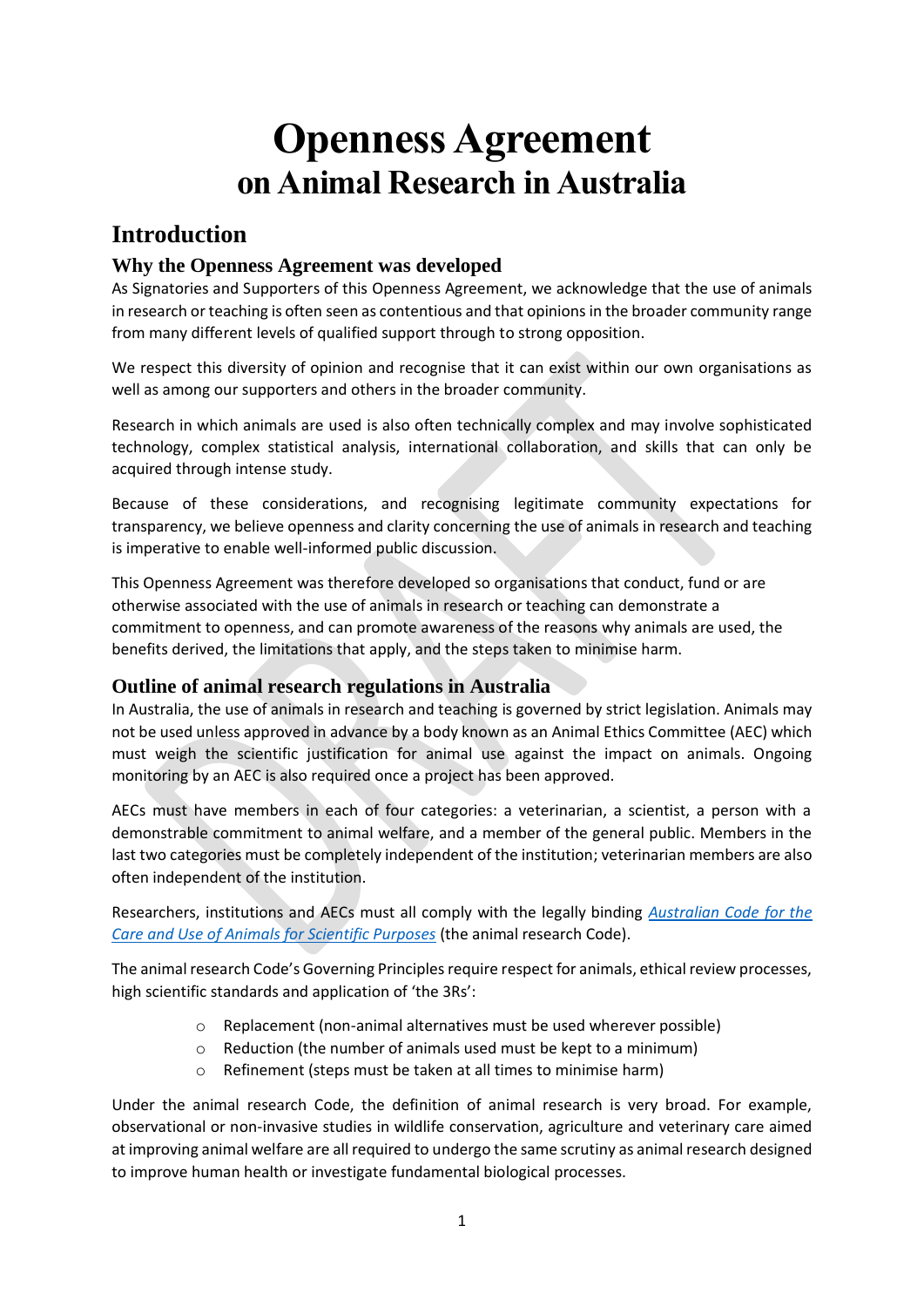# Openness Agreement
## on Animal Research in Australia

## Introduction

### Why the Openness Agreement was developed

As Signatories and Supporters of this Openness Agreement, we acknowledge that the use of animals in research or teaching is often seen as contentious and that opinions in the broader community range from many different levels of qualified support through to strong opposition.

We respect this diversity of opinion and recognise that it can exist within our own organisations as well as among our supporters and others in the broader community.

Research in which animals are used is also often technically complex and may involve sophisticated technology, complex statistical analysis, international collaboration, and skills that can only be acquired through intense study.

Because of these considerations, and recognising legitimate community expectations for transparency, we believe openness and clarity concerning the use of animals in research and teaching is imperative to enable well-informed public discussion.

This Openness Agreement was therefore developed so organisations that conduct, fund or are otherwise associated with the use of animals in research or teaching can demonstrate a commitment to openness, and can promote awareness of the reasons why animals are used, the benefits derived, the limitations that apply, and the steps taken to minimise harm.

### Outline of animal research regulations in Australia

In Australia, the use of animals in research and teaching is governed by strict legislation. Animals may not be used unless approved in advance by a body known as an Animal Ethics Committee (AEC) which must weigh the scientific justification for animal use against the impact on animals. Ongoing monitoring by an AEC is also required once a project has been approved.

AECs must have members in each of four categories: a veterinarian, a scientist, a person with a demonstrable commitment to animal welfare, and a member of the general public. Members in the last two categories must be completely independent of the institution; veterinarian members are also often independent of the institution.

Researchers, institutions and AECs must all comply with the legally binding *Australian Code for the Care and Use of Animals for Scientific Purposes* (the animal research Code).

The animal research Code's Governing Principles require respect for animals, ethical review processes, high scientific standards and application of 'the 3Rs':

- Replacement (non-animal alternatives must be used wherever possible)
- Reduction (the number of animals used must be kept to a minimum)
- Refinement (steps must be taken at all times to minimise harm)

Under the animal research Code, the definition of animal research is very broad. For example, observational or non-invasive studies in wildlife conservation, agriculture and veterinary care aimed at improving animal welfare are all required to undergo the same scrutiny as animal research designed to improve human health or investigate fundamental biological processes.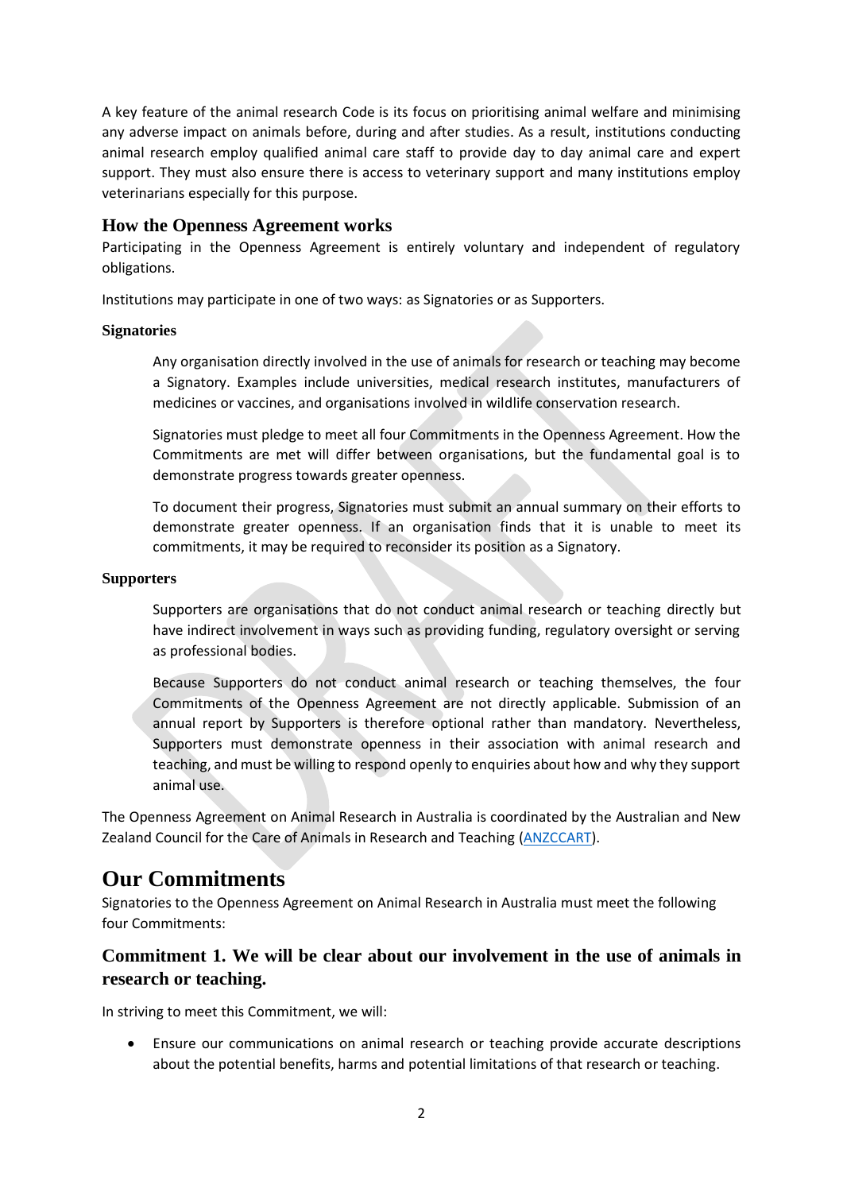A key feature of the animal research Code is its focus on prioritising animal welfare and minimising any adverse impact on animals before, during and after studies. As a result, institutions conducting animal research employ qualified animal care staff to provide day to day animal care and expert support. They must also ensure there is access to veterinary support and many institutions employ veterinarians especially for this purpose.

## How the Openness Agreement works

Participating in the Openness Agreement is entirely voluntary and independent of regulatory obligations.

Institutions may participate in one of two ways: as Signatories or as Supporters.

### Signatories

Any organisation directly involved in the use of animals for research or teaching may become a Signatory. Examples include universities, medical research institutes, manufacturers of medicines or vaccines, and organisations involved in wildlife conservation research.

Signatories must pledge to meet all four Commitments in the Openness Agreement. How the Commitments are met will differ between organisations, but the fundamental goal is to demonstrate progress towards greater openness.

To document their progress, Signatories must submit an annual summary on their efforts to demonstrate greater openness. If an organisation finds that it is unable to meet its commitments, it may be required to reconsider its position as a Signatory.

### Supporters

Supporters are organisations that do not conduct animal research or teaching directly but have indirect involvement in ways such as providing funding, regulatory oversight or serving as professional bodies.

Because Supporters do not conduct animal research or teaching themselves, the four Commitments of the Openness Agreement are not directly applicable. Submission of an annual report by Supporters is therefore optional rather than mandatory. Nevertheless, Supporters must demonstrate openness in their association with animal research and teaching, and must be willing to respond openly to enquiries about how and why they support animal use.

The Openness Agreement on Animal Research in Australia is coordinated by the Australian and New Zealand Council for the Care of Animals in Research and Teaching (ANZCCART).

# Our Commitments

Signatories to the Openness Agreement on Animal Research in Australia must meet the following four Commitments:

## Commitment 1. We will be clear about our involvement in the use of animals in research or teaching.

In striving to meet this Commitment, we will:

- Ensure our communications on animal research or teaching provide accurate descriptions about the potential benefits, harms and potential limitations of that research or teaching.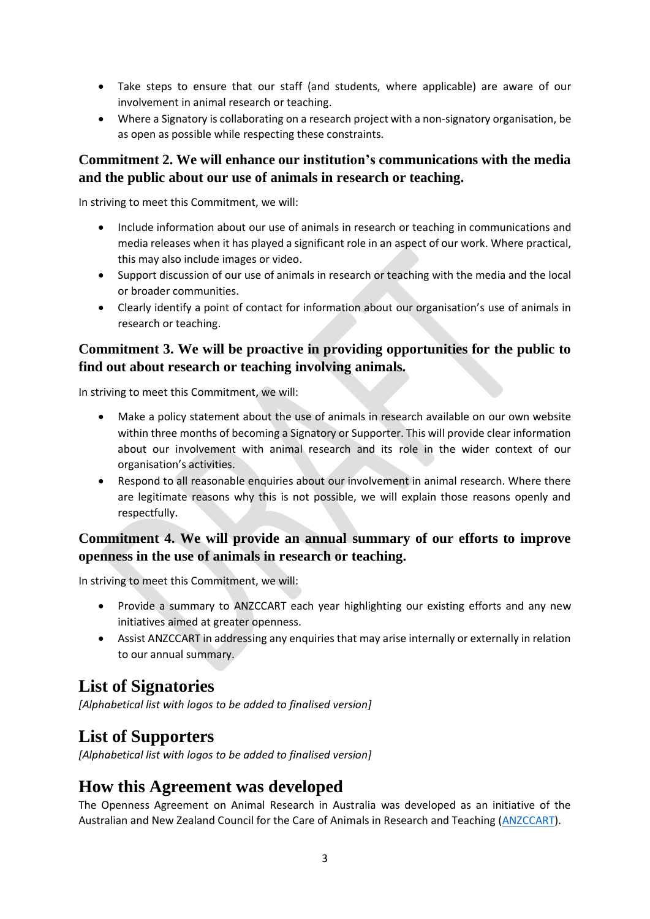- Take steps to ensure that our staff (and students, where applicable) are aware of our involvement in animal research or teaching.
- Where a Signatory is collaborating on a research project with a non-signatory organisation, be as open as possible while respecting these constraints.

### Commitment 2. We will enhance our institution's communications with the media and the public about our use of animals in research or teaching.

In striving to meet this Commitment, we will:

- Include information about our use of animals in research or teaching in communications and media releases when it has played a significant role in an aspect of our work. Where practical, this may also include images or video.
- Support discussion of our use of animals in research or teaching with the media and the local or broader communities.
- Clearly identify a point of contact for information about our organisation's use of animals in research or teaching.

### Commitment 3. We will be proactive in providing opportunities for the public to find out about research or teaching involving animals.

In striving to meet this Commitment, we will:

- Make a policy statement about the use of animals in research available on our own website within three months of becoming a Signatory or Supporter. This will provide clear information about our involvement with animal research and its role in the wider context of our organisation's activities.
- Respond to all reasonable enquiries about our involvement in animal research. Where there are legitimate reasons why this is not possible, we will explain those reasons openly and respectfully.

### Commitment 4. We will provide an annual summary of our efforts to improve openness in the use of animals in research or teaching.

In striving to meet this Commitment, we will:

- Provide a summary to ANZCCART each year highlighting our existing efforts and any new initiatives aimed at greater openness.
- Assist ANZCCART in addressing any enquiries that may arise internally or externally in relation to our annual summary.

## List of Signatories

*[Alphabetical list with logos to be added to finalised version]*

## List of Supporters

*[Alphabetical list with logos to be added to finalised version]*

## How this Agreement was developed

The Openness Agreement on Animal Research in Australia was developed as an initiative of the Australian and New Zealand Council for the Care of Animals in Research and Teaching (ANZCCART).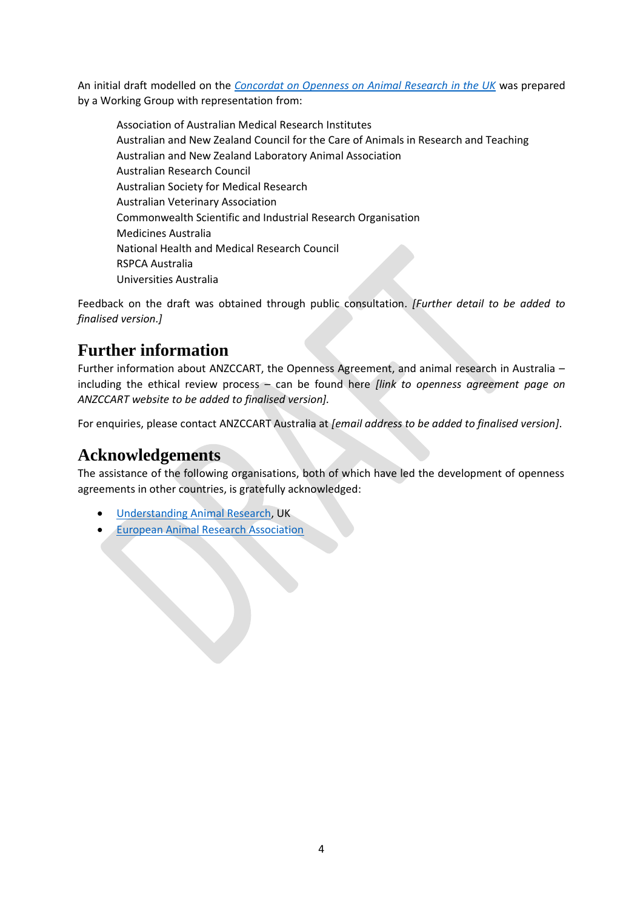An initial draft modelled on the [Concordat on Openness on Animal Research in the UK]() was prepared by a Working Group with representation from:

Association of Australian Medical Research Institutes
Australian and New Zealand Council for the Care of Animals in Research and Teaching
Australian and New Zealand Laboratory Animal Association
Australian Research Council
Australian Society for Medical Research
Australian Veterinary Association
Commonwealth Scientific and Industrial Research Organisation
Medicines Australia
National Health and Medical Research Council
RSPCA Australia
Universities Australia

Feedback on the draft was obtained through public consultation. *[Further detail to be added to finalised version.]*

# Further information

Further information about ANZCCART, the Openness Agreement, and animal research in Australia – including the ethical review process – can be found here *[link to openness agreement page on ANZCCART website to be added to finalised version].*

For enquiries, please contact ANZCCART Australia at *[email address to be added to finalised version]*.

# Acknowledgements

The assistance of the following organisations, both of which have led the development of openness agreements in other countries, is gratefully acknowledged:

- [Understanding Animal Research](), UK
- [European Animal Research Association]()